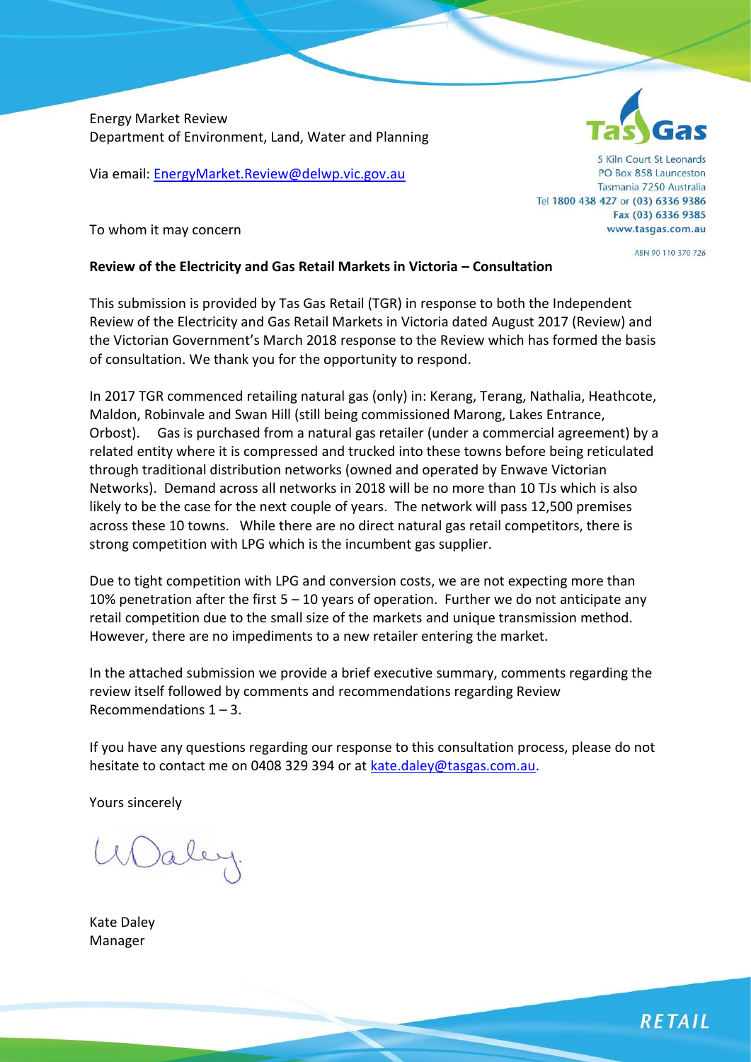Energy Market Review
Department of Environment, Land, Water and Planning

Via email: [EnergyMarket.Review@delwp.vic.gov.au](mailto:EnergyMarket.Review@delwp.vic.gov.au)

5 Kiln Court St Leonards
PO Box 858 Launceston
Tasmania 7250 Australia
Tel 1800 438 427 or (03) 6336 9386
Fax (03) 6336 9385
www.tasgas.com.au

ABN 90 110 370 726

To whom it may concern

**Review of the Electricity and Gas Retail Markets in Victoria – Consultation**

This submission is provided by Tas Gas Retail (TGR) in response to both the Independent Review of the Electricity and Gas Retail Markets in Victoria dated August 2017 (Review) and the Victorian Government's March 2018 response to the Review which has formed the basis of consultation. We thank you for the opportunity to respond.

In 2017 TGR commenced retailing natural gas (only) in: Kerang, Terang, Nathalia, Heathcote, Maldon, Robinvale and Swan Hill (still being commissioned Marong, Lakes Entrance, Orbost). Gas is purchased from a natural gas retailer (under a commercial agreement) by a related entity where it is compressed and trucked into these towns before being reticulated through traditional distribution networks (owned and operated by Enwave Victorian Networks). Demand across all networks in 2018 will be no more than 10 TJs which is also likely to be the case for the next couple of years. The network will pass 12,500 premises across these 10 towns. While there are no direct natural gas retail competitors, there is strong competition with LPG which is the incumbent gas supplier.

Due to tight competition with LPG and conversion costs, we are not expecting more than 10% penetration after the first 5 – 10 years of operation. Further we do not anticipate any retail competition due to the small size of the markets and unique transmission method. However, there are no impediments to a new retailer entering the market.

In the attached submission we provide a brief executive summary, comments regarding the review itself followed by comments and recommendations regarding Review Recommendations 1 – 3.

If you have any questions regarding our response to this consultation process, please do not hesitate to contact me on 0408 329 394 or at [kate.daley@tasgas.com.au](mailto:kate.daley@tasgas.com.au).

Yours sincerely

Kate Daley
Manager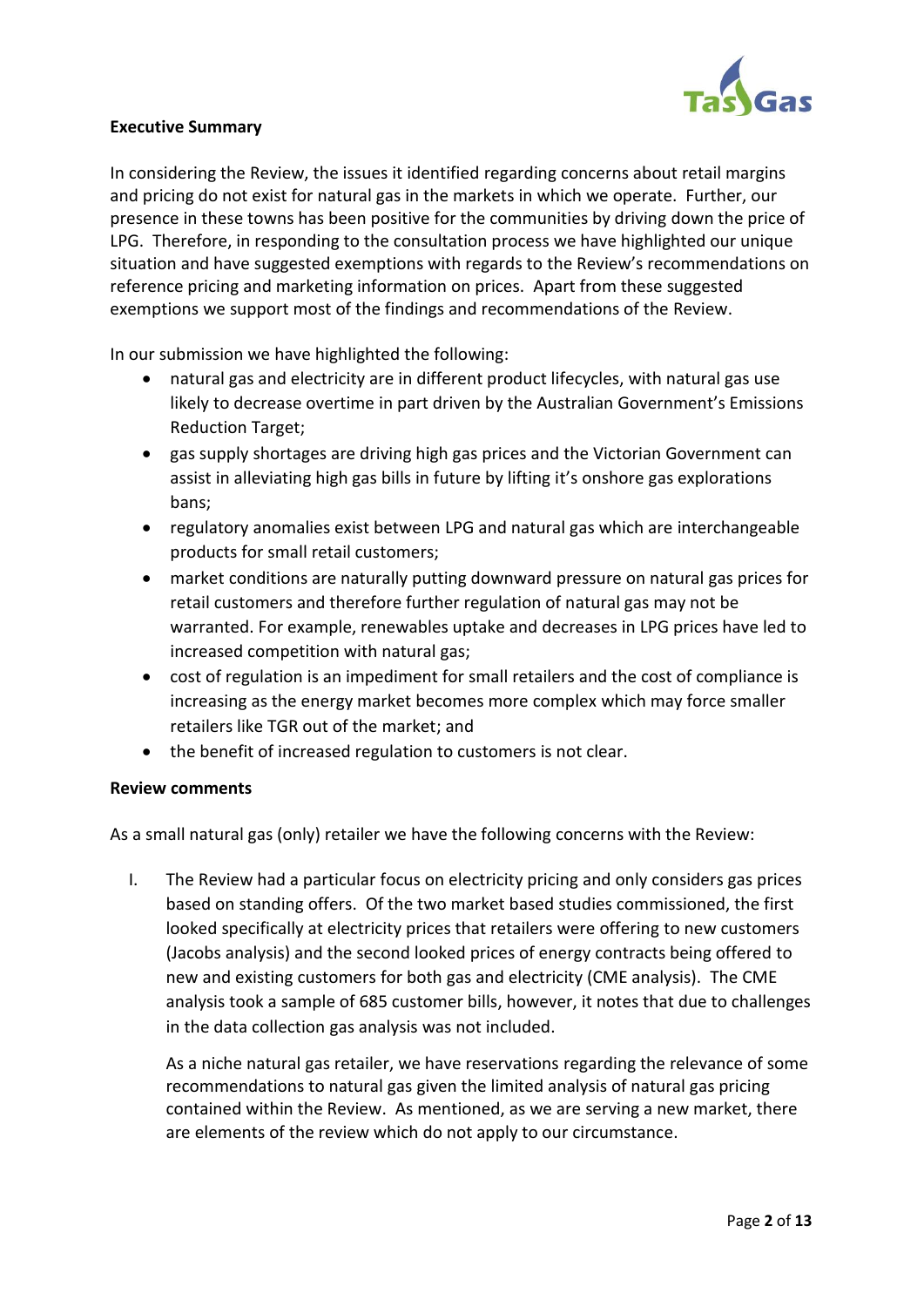**Executive Summary**

In considering the Review, the issues it identified regarding concerns about retail margins and pricing do not exist for natural gas in the markets in which we operate. Further, our presence in these towns has been positive for the communities by driving down the price of LPG. Therefore, in responding to the consultation process we have highlighted our unique situation and have suggested exemptions with regards to the Review's recommendations on reference pricing and marketing information on prices. Apart from these suggested exemptions we support most of the findings and recommendations of the Review.

In our submission we have highlighted the following:

- natural gas and electricity are in different product lifecycles, with natural gas use likely to decrease overtime in part driven by the Australian Government's Emissions Reduction Target;
- gas supply shortages are driving high gas prices and the Victorian Government can assist in alleviating high gas bills in future by lifting it's onshore gas explorations bans;
- regulatory anomalies exist between LPG and natural gas which are interchangeable products for small retail customers;
- market conditions are naturally putting downward pressure on natural gas prices for retail customers and therefore further regulation of natural gas may not be warranted. For example, renewables uptake and decreases in LPG prices have led to increased competition with natural gas;
- cost of regulation is an impediment for small retailers and the cost of compliance is increasing as the energy market becomes more complex which may force smaller retailers like TGR out of the market; and
- the benefit of increased regulation to customers is not clear.

**Review comments**

As a small natural gas (only) retailer we have the following concerns with the Review:

I. The Review had a particular focus on electricity pricing and only considers gas prices based on standing offers. Of the two market based studies commissioned, the first looked specifically at electricity prices that retailers were offering to new customers (Jacobs analysis) and the second looked prices of energy contracts being offered to new and existing customers for both gas and electricity (CME analysis). The CME analysis took a sample of 685 customer bills, however, it notes that due to challenges in the data collection gas analysis was not included.

   As a niche natural gas retailer, we have reservations regarding the relevance of some recommendations to natural gas given the limited analysis of natural gas pricing contained within the Review. As mentioned, as we are serving a new market, there are elements of the review which do not apply to our circumstance.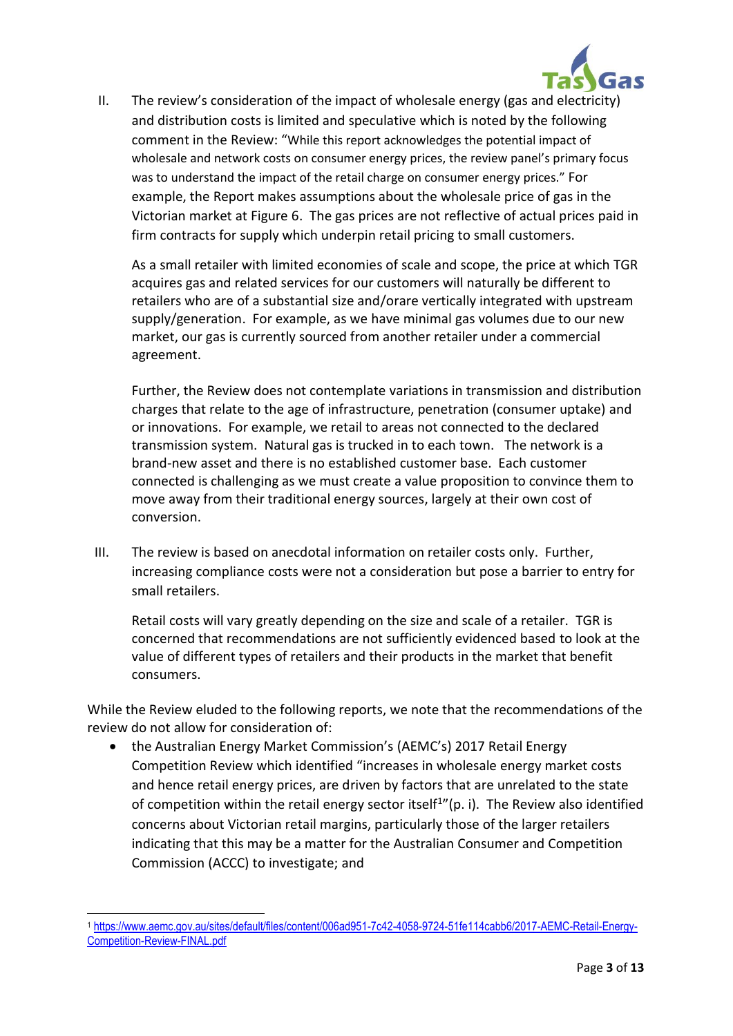II. The review's consideration of the impact of wholesale energy (gas and electricity) and distribution costs is limited and speculative which is noted by the following comment in the Review: "While this report acknowledges the potential impact of wholesale and network costs on consumer energy prices, the review panel's primary focus was to understand the impact of the retail charge on consumer energy prices." For example, the Report makes assumptions about the wholesale price of gas in the Victorian market at Figure 6. The gas prices are not reflective of actual prices paid in firm contracts for supply which underpin retail pricing to small customers.

    As a small retailer with limited economies of scale and scope, the price at which TGR acquires gas and related services for our customers will naturally be different to retailers who are of a substantial size and/orare vertically integrated with upstream supply/generation. For example, as we have minimal gas volumes due to our new market, our gas is currently sourced from another retailer under a commercial agreement.

    Further, the Review does not contemplate variations in transmission and distribution charges that relate to the age of infrastructure, penetration (consumer uptake) and or innovations. For example, we retail to areas not connected to the declared transmission system. Natural gas is trucked in to each town. The network is a brand-new asset and there is no established customer base. Each customer connected is challenging as we must create a value proposition to convince them to move away from their traditional energy sources, largely at their own cost of conversion.

III. The review is based on anecdotal information on retailer costs only. Further, increasing compliance costs were not a consideration but pose a barrier to entry for small retailers.

    Retail costs will vary greatly depending on the size and scale of a retailer. TGR is concerned that recommendations are not sufficiently evidenced based to look at the value of different types of retailers and their products in the market that benefit consumers.

While the Review eluded to the following reports, we note that the recommendations of the review do not allow for consideration of:

- the Australian Energy Market Commission's (AEMC's) 2017 Retail Energy Competition Review which identified "increases in wholesale energy market costs and hence retail energy prices, are driven by factors that are unrelated to the state of competition within the retail energy sector itself[1]"(p. i). The Review also identified concerns about Victorian retail margins, particularly those of the larger retailers indicating that this may be a matter for the Australian Consumer and Competition Commission (ACCC) to investigate; and

[1] https://www.aemc.gov.au/sites/default/files/content/006ad951-7c42-4058-9724-51fe114cabb6/2017-AEMC-Retail-Energy-Competition-Review-FINAL.pdf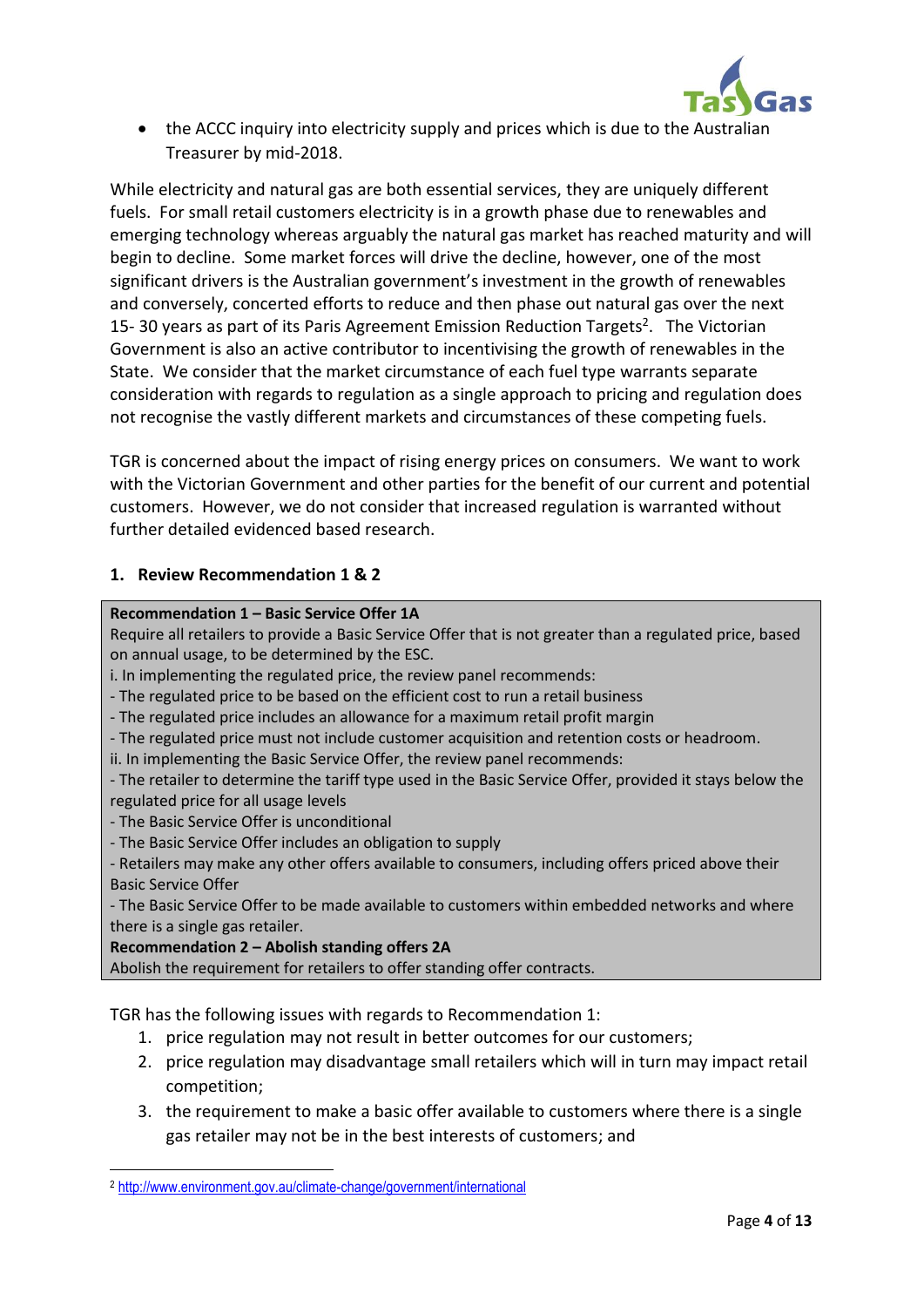- the ACCC inquiry into electricity supply and prices which is due to the Australian Treasurer by mid-2018.

While electricity and natural gas are both essential services, they are uniquely different fuels. For small retail customers electricity is in a growth phase due to renewables and emerging technology whereas arguably the natural gas market has reached maturity and will begin to decline. Some market forces will drive the decline, however, one of the most significant drivers is the Australian government's investment in the growth of renewables and conversely, concerted efforts to reduce and then phase out natural gas over the next 15- 30 years as part of its Paris Agreement Emission Reduction Targets[2]. The Victorian Government is also an active contributor to incentivising the growth of renewables in the State. We consider that the market circumstance of each fuel type warrants separate consideration with regards to regulation as a single approach to pricing and regulation does not recognise the vastly different markets and circumstances of these competing fuels.

TGR is concerned about the impact of rising energy prices on consumers. We want to work with the Victorian Government and other parties for the benefit of our current and potential customers. However, we do not consider that increased regulation is warranted without further detailed evidenced based research.

## 1. Review Recommendation 1 & 2

> **Recommendation 1 – Basic Service Offer 1A**
> Require all retailers to provide a Basic Service Offer that is not greater than a regulated price, based on annual usage, to be determined by the ESC.
> i. In implementing the regulated price, the review panel recommends:
> - The regulated price to be based on the efficient cost to run a retail business
> - The regulated price includes an allowance for a maximum retail profit margin
> - The regulated price must not include customer acquisition and retention costs or headroom.
>
> ii. In implementing the Basic Service Offer, the review panel recommends:
> - The retailer to determine the tariff type used in the Basic Service Offer, provided it stays below the regulated price for all usage levels
> - The Basic Service Offer is unconditional
> - The Basic Service Offer includes an obligation to supply
> - Retailers may make any other offers available to consumers, including offers priced above their Basic Service Offer
> - The Basic Service Offer to be made available to customers within embedded networks and where there is a single gas retailer.
>
> **Recommendation 2 – Abolish standing offers 2A**
> Abolish the requirement for retailers to offer standing offer contracts.

TGR has the following issues with regards to Recommendation 1:

1. price regulation may not result in better outcomes for our customers;
2. price regulation may disadvantage small retailers which will in turn may impact retail competition;
3. the requirement to make a basic offer available to customers where there is a single gas retailer may not be in the best interests of customers; and

[2] http://www.environment.gov.au/climate-change/government/international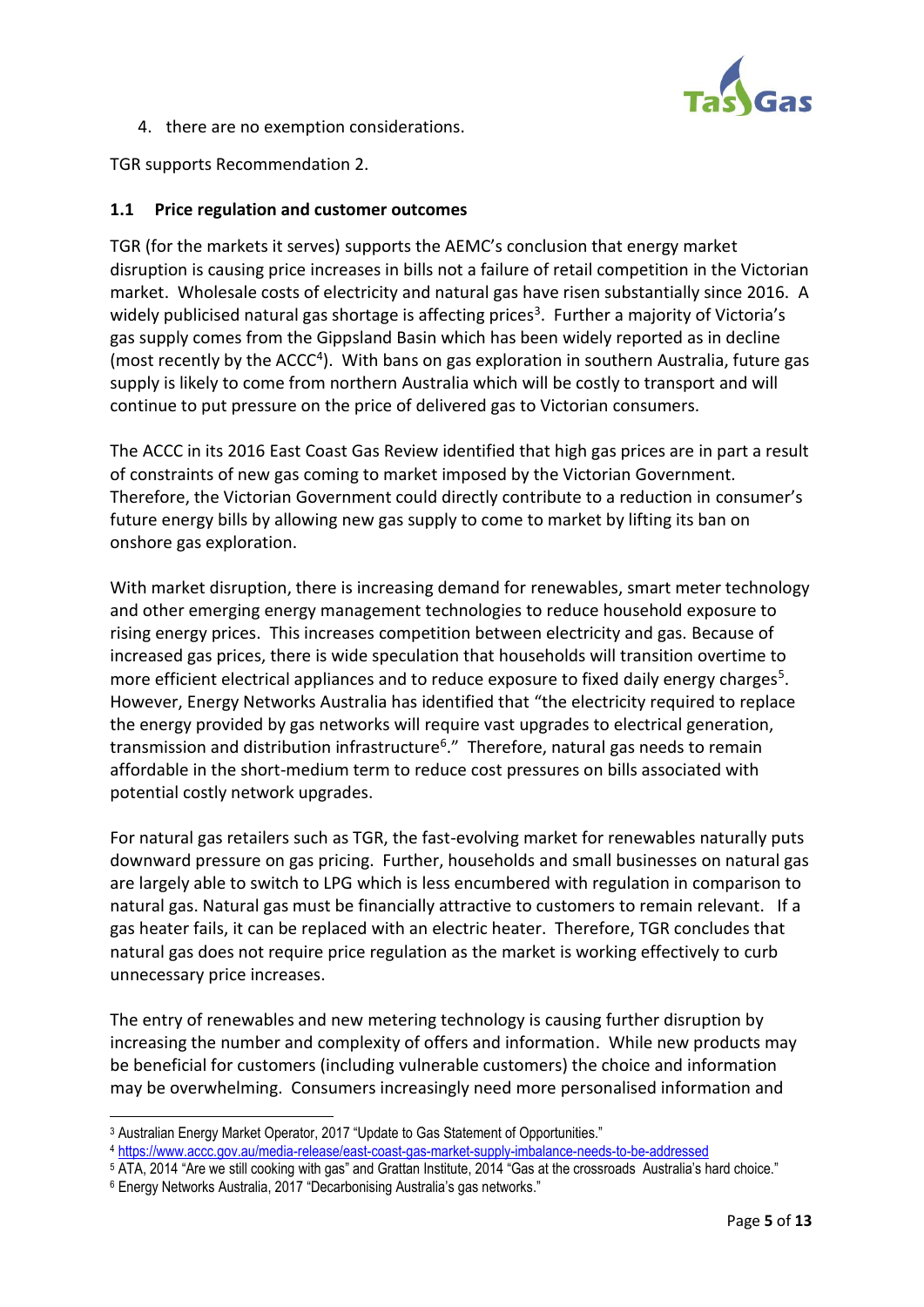4. there are no exemption considerations.

TGR supports Recommendation 2.

### 1.1 Price regulation and customer outcomes

TGR (for the markets it serves) supports the AEMC's conclusion that energy market disruption is causing price increases in bills not a failure of retail competition in the Victorian market. Wholesale costs of electricity and natural gas have risen substantially since 2016. A widely publicised natural gas shortage is affecting prices[3]. Further a majority of Victoria's gas supply comes from the Gippsland Basin which has been widely reported as in decline (most recently by the ACCC[4]). With bans on gas exploration in southern Australia, future gas supply is likely to come from northern Australia which will be costly to transport and will continue to put pressure on the price of delivered gas to Victorian consumers.

The ACCC in its 2016 East Coast Gas Review identified that high gas prices are in part a result of constraints of new gas coming to market imposed by the Victorian Government. Therefore, the Victorian Government could directly contribute to a reduction in consumer's future energy bills by allowing new gas supply to come to market by lifting its ban on onshore gas exploration.

With market disruption, there is increasing demand for renewables, smart meter technology and other emerging energy management technologies to reduce household exposure to rising energy prices. This increases competition between electricity and gas. Because of increased gas prices, there is wide speculation that households will transition overtime to more efficient electrical appliances and to reduce exposure to fixed daily energy charges[5]. However, Energy Networks Australia has identified that "the electricity required to replace the energy provided by gas networks will require vast upgrades to electrical generation, transmission and distribution infrastructure[6]." Therefore, natural gas needs to remain affordable in the short-medium term to reduce cost pressures on bills associated with potential costly network upgrades.

For natural gas retailers such as TGR, the fast-evolving market for renewables naturally puts downward pressure on gas pricing. Further, households and small businesses on natural gas are largely able to switch to LPG which is less encumbered with regulation in comparison to natural gas. Natural gas must be financially attractive to customers to remain relevant. If a gas heater fails, it can be replaced with an electric heater. Therefore, TGR concludes that natural gas does not require price regulation as the market is working effectively to curb unnecessary price increases.

The entry of renewables and new metering technology is causing further disruption by increasing the number and complexity of offers and information. While new products may be beneficial for customers (including vulnerable customers) the choice and information may be overwhelming. Consumers increasingly need more personalised information and

---

[3] Australian Energy Market Operator, 2017 "Update to Gas Statement of Opportunities."

[4] https://www.accc.gov.au/media-release/east-coast-gas-market-supply-imbalance-needs-to-be-addressed

[5] ATA, 2014 "Are we still cooking with gas" and Grattan Institute, 2014 "Gas at the crossroads Australia's hard choice."

[6] Energy Networks Australia, 2017 "Decarbonising Australia's gas networks."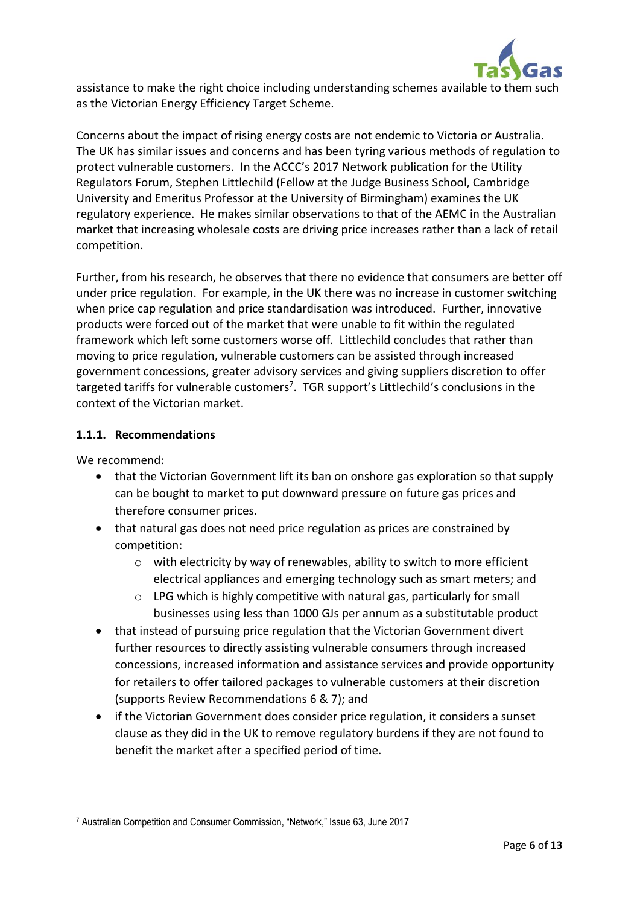assistance to make the right choice including understanding schemes available to them such as the Victorian Energy Efficiency Target Scheme.

Concerns about the impact of rising energy costs are not endemic to Victoria or Australia. The UK has similar issues and concerns and has been tyring various methods of regulation to protect vulnerable customers. In the ACCC's 2017 Network publication for the Utility Regulators Forum, Stephen Littlechild (Fellow at the Judge Business School, Cambridge University and Emeritus Professor at the University of Birmingham) examines the UK regulatory experience. He makes similar observations to that of the AEMC in the Australian market that increasing wholesale costs are driving price increases rather than a lack of retail competition.

Further, from his research, he observes that there no evidence that consumers are better off under price regulation. For example, in the UK there was no increase in customer switching when price cap regulation and price standardisation was introduced. Further, innovative products were forced out of the market that were unable to fit within the regulated framework which left some customers worse off. Littlechild concludes that rather than moving to price regulation, vulnerable customers can be assisted through increased government concessions, greater advisory services and giving suppliers discretion to offer targeted tariffs for vulnerable customers[7]. TGR support's Littlechild's conclusions in the context of the Victorian market.

### 1.1.1. Recommendations

We recommend:

- that the Victorian Government lift its ban on onshore gas exploration so that supply can be bought to market to put downward pressure on future gas prices and therefore consumer prices.
- that natural gas does not need price regulation as prices are constrained by competition:
  - with electricity by way of renewables, ability to switch to more efficient electrical appliances and emerging technology such as smart meters; and
  - LPG which is highly competitive with natural gas, particularly for small businesses using less than 1000 GJs per annum as a substitutable product
- that instead of pursuing price regulation that the Victorian Government divert further resources to directly assisting vulnerable consumers through increased concessions, increased information and assistance services and provide opportunity for retailers to offer tailored packages to vulnerable customers at their discretion (supports Review Recommendations 6 & 7); and
- if the Victorian Government does consider price regulation, it considers a sunset clause as they did in the UK to remove regulatory burdens if they are not found to benefit the market after a specified period of time.

[7] Australian Competition and Consumer Commission, "Network," Issue 63, June 2017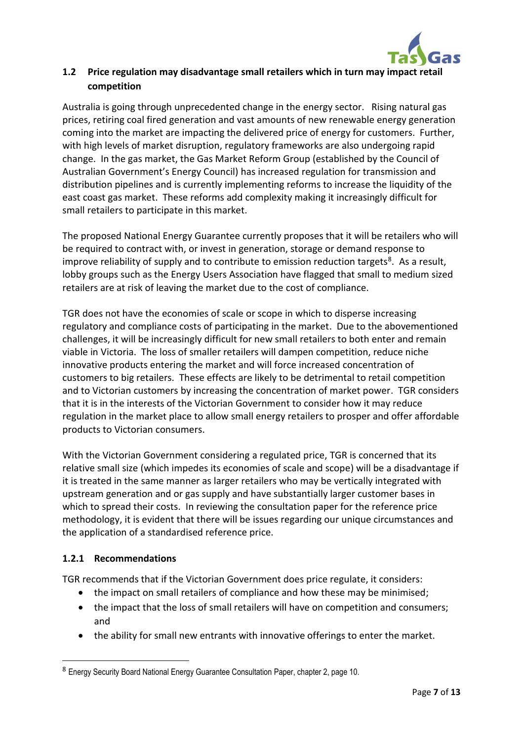## 1.2 Price regulation may disadvantage small retailers which in turn may impact retail competition

Australia is going through unprecedented change in the energy sector. Rising natural gas prices, retiring coal fired generation and vast amounts of new renewable energy generation coming into the market are impacting the delivered price of energy for customers. Further, with high levels of market disruption, regulatory frameworks are also undergoing rapid change. In the gas market, the Gas Market Reform Group (established by the Council of Australian Government's Energy Council) has increased regulation for transmission and distribution pipelines and is currently implementing reforms to increase the liquidity of the east coast gas market. These reforms add complexity making it increasingly difficult for small retailers to participate in this market.

The proposed National Energy Guarantee currently proposes that it will be retailers who will be required to contract with, or invest in generation, storage or demand response to improve reliability of supply and to contribute to emission reduction targets[8]. As a result, lobby groups such as the Energy Users Association have flagged that small to medium sized retailers are at risk of leaving the market due to the cost of compliance.

TGR does not have the economies of scale or scope in which to disperse increasing regulatory and compliance costs of participating in the market. Due to the abovementioned challenges, it will be increasingly difficult for new small retailers to both enter and remain viable in Victoria. The loss of smaller retailers will dampen competition, reduce niche innovative products entering the market and will force increased concentration of customers to big retailers. These effects are likely to be detrimental to retail competition and to Victorian customers by increasing the concentration of market power. TGR considers that it is in the interests of the Victorian Government to consider how it may reduce regulation in the market place to allow small energy retailers to prosper and offer affordable products to Victorian consumers.

With the Victorian Government considering a regulated price, TGR is concerned that its relative small size (which impedes its economies of scale and scope) will be a disadvantage if it is treated in the same manner as larger retailers who may be vertically integrated with upstream generation and or gas supply and have substantially larger customer bases in which to spread their costs. In reviewing the consultation paper for the reference price methodology, it is evident that there will be issues regarding our unique circumstances and the application of a standardised reference price.

### 1.2.1 Recommendations

TGR recommends that if the Victorian Government does price regulate, it considers:

- the impact on small retailers of compliance and how these may be minimised;
- the impact that the loss of small retailers will have on competition and consumers; and
- the ability for small new entrants with innovative offerings to enter the market.

[8] Energy Security Board National Energy Guarantee Consultation Paper, chapter 2, page 10.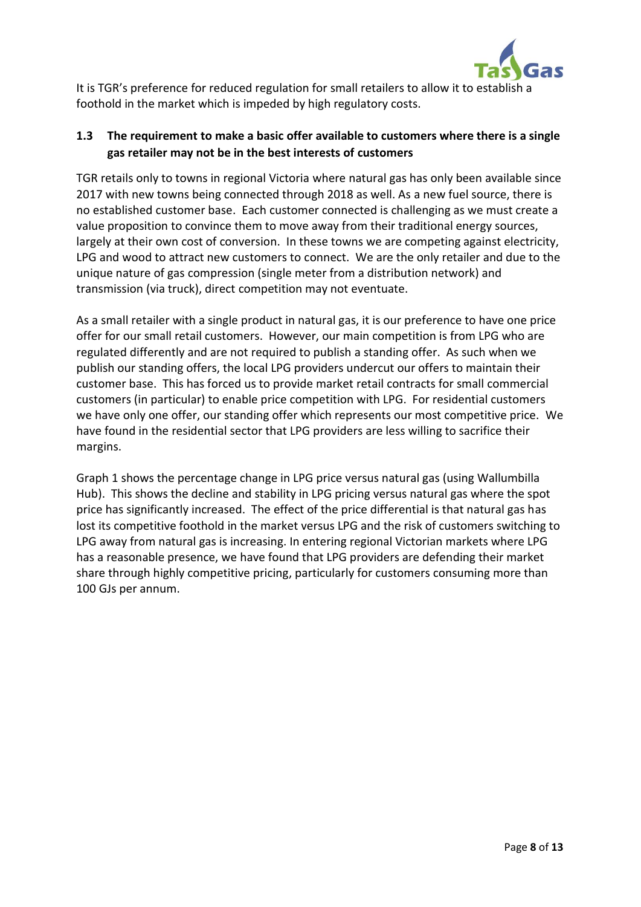It is TGR's preference for reduced regulation for small retailers to allow it to establish a foothold in the market which is impeded by high regulatory costs.

## 1.3 The requirement to make a basic offer available to customers where there is a single gas retailer may not be in the best interests of customers

TGR retails only to towns in regional Victoria where natural gas has only been available since 2017 with new towns being connected through 2018 as well. As a new fuel source, there is no established customer base. Each customer connected is challenging as we must create a value proposition to convince them to move away from their traditional energy sources, largely at their own cost of conversion. In these towns we are competing against electricity, LPG and wood to attract new customers to connect. We are the only retailer and due to the unique nature of gas compression (single meter from a distribution network) and transmission (via truck), direct competition may not eventuate.

As a small retailer with a single product in natural gas, it is our preference to have one price offer for our small retail customers. However, our main competition is from LPG who are regulated differently and are not required to publish a standing offer. As such when we publish our standing offers, the local LPG providers undercut our offers to maintain their customer base. This has forced us to provide market retail contracts for small commercial customers (in particular) to enable price competition with LPG. For residential customers we have only one offer, our standing offer which represents our most competitive price. We have found in the residential sector that LPG providers are less willing to sacrifice their margins.

Graph 1 shows the percentage change in LPG price versus natural gas (using Wallumbilla Hub). This shows the decline and stability in LPG pricing versus natural gas where the spot price has significantly increased. The effect of the price differential is that natural gas has lost its competitive foothold in the market versus LPG and the risk of customers switching to LPG away from natural gas is increasing. In entering regional Victorian markets where LPG has a reasonable presence, we have found that LPG providers are defending their market share through highly competitive pricing, particularly for customers consuming more than 100 GJs per annum.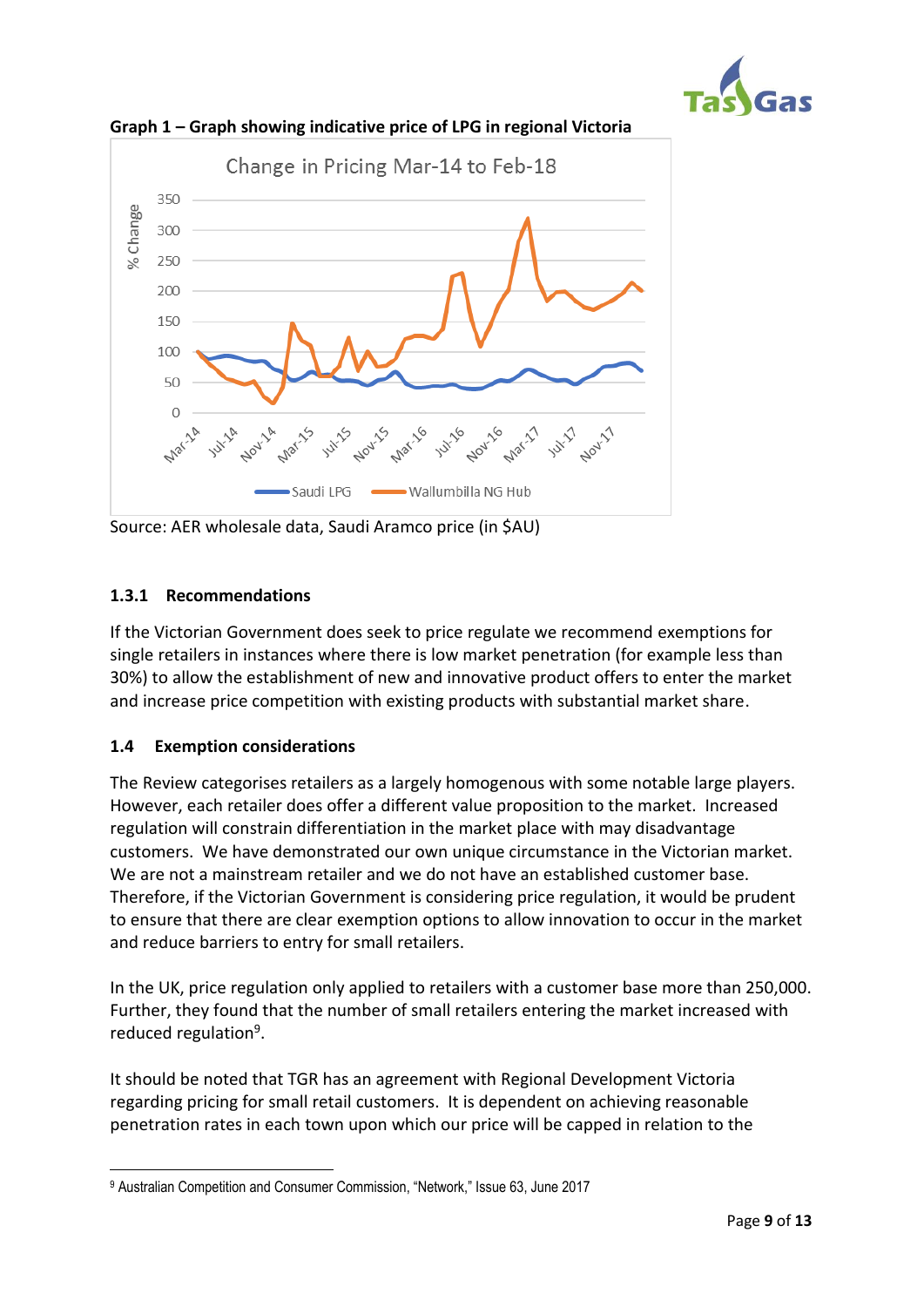**Graph 1 – Graph showing indicative price of LPG in regional Victoria**

Source: AER wholesale data, Saudi Aramco price (in $AU)

### 1.3.1 Recommendations

If the Victorian Government does seek to price regulate we recommend exemptions for single retailers in instances where there is low market penetration (for example less than 30%) to allow the establishment of new and innovative product offers to enter the market and increase price competition with existing products with substantial market share.

### 1.4 Exemption considerations

The Review categorises retailers as a largely homogenous with some notable large players. However, each retailer does offer a different value proposition to the market. Increased regulation will constrain differentiation in the market place with may disadvantage customers. We have demonstrated our own unique circumstance in the Victorian market. We are not a mainstream retailer and we do not have an established customer base. Therefore, if the Victorian Government is considering price regulation, it would be prudent to ensure that there are clear exemption options to allow innovation to occur in the market and reduce barriers to entry for small retailers.

In the UK, price regulation only applied to retailers with a customer base more than 250,000. Further, they found that the number of small retailers entering the market increased with reduced regulation[9].

It should be noted that TGR has an agreement with Regional Development Victoria regarding pricing for small retail customers. It is dependent on achieving reasonable penetration rates in each town upon which our price will be capped in relation to the

[9] Australian Competition and Consumer Commission, "Network," Issue 63, June 2017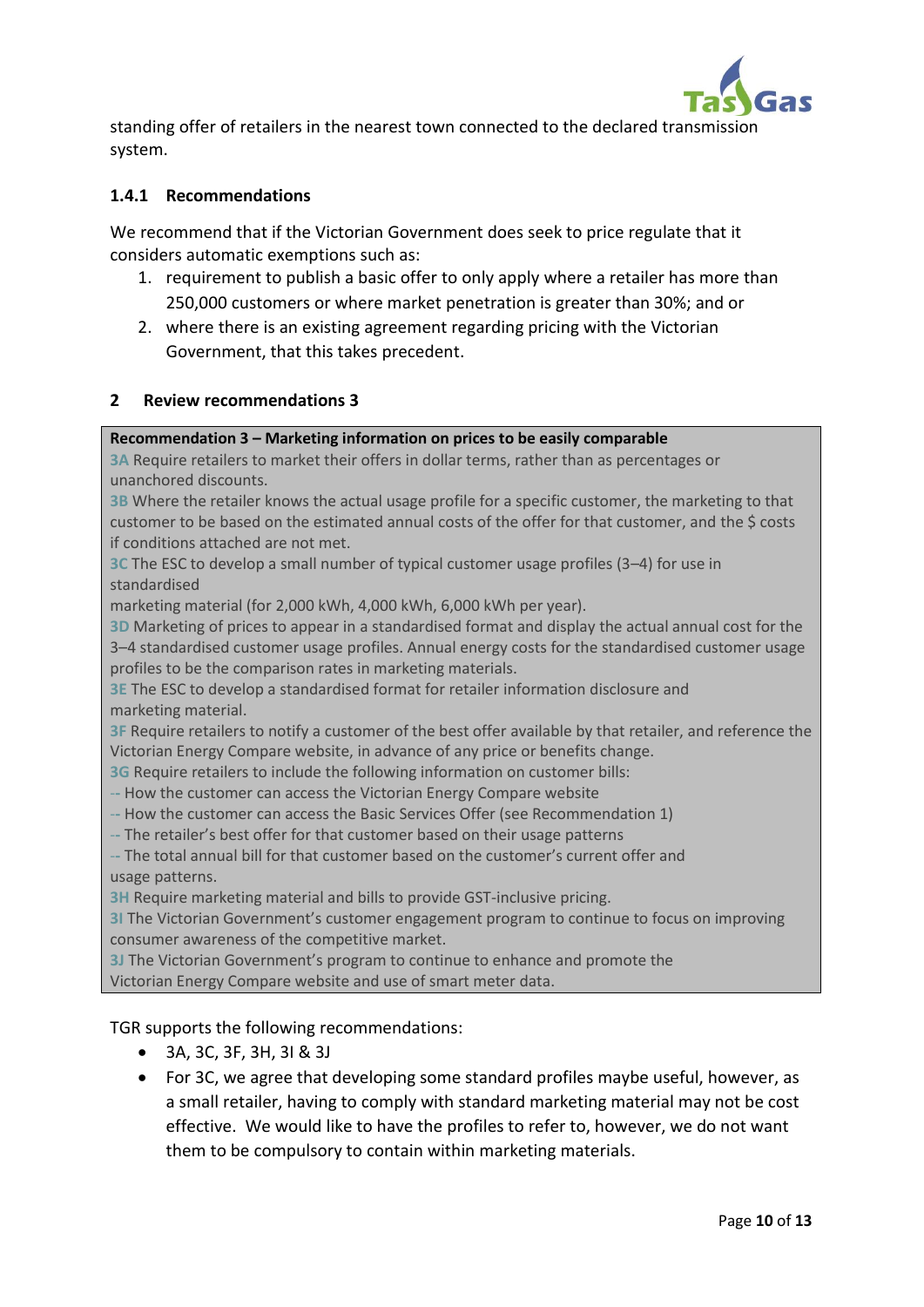standing offer of retailers in the nearest town connected to the declared transmission system.

### 1.4.1 Recommendations

We recommend that if the Victorian Government does seek to price regulate that it considers automatic exemptions such as:

1. requirement to publish a basic offer to only apply where a retailer has more than 250,000 customers or where market penetration is greater than 30%; and or
2. where there is an existing agreement regarding pricing with the Victorian Government, that this takes precedent.

## 2 Review recommendations 3

**Recommendation 3 – Marketing information on prices to be easily comparable**

3A Require retailers to market their offers in dollar terms, rather than as percentages or unanchored discounts.

3B Where the retailer knows the actual usage profile for a specific customer, the marketing to that customer to be based on the estimated annual costs of the offer for that customer, and the $ costs if conditions attached are not met.

3C The ESC to develop a small number of typical customer usage profiles (3–4) for use in standardised marketing material (for 2,000 kWh, 4,000 kWh, 6,000 kWh per year).

3D Marketing of prices to appear in a standardised format and display the actual annual cost for the 3–4 standardised customer usage profiles. Annual energy costs for the standardised customer usage profiles to be the comparison rates in marketing materials.

3E The ESC to develop a standardised format for retailer information disclosure and marketing material.

3F Require retailers to notify a customer of the best offer available by that retailer, and reference the Victorian Energy Compare website, in advance of any price or benefits change.

3G Require retailers to include the following information on customer bills:

-- How the customer can access the Victorian Energy Compare website
-- How the customer can access the Basic Services Offer (see Recommendation 1)
-- The retailer's best offer for that customer based on their usage patterns
-- The total annual bill for that customer based on the customer's current offer and usage patterns.

3H Require marketing material and bills to provide GST-inclusive pricing.

3I The Victorian Government's customer engagement program to continue to focus on improving consumer awareness of the competitive market.

3J The Victorian Government's program to continue to enhance and promote the Victorian Energy Compare website and use of smart meter data.

TGR supports the following recommendations:

- 3A, 3C, 3F, 3H, 3I & 3J
- For 3C, we agree that developing some standard profiles maybe useful, however, as a small retailer, having to comply with standard marketing material may not be cost effective. We would like to have the profiles to refer to, however, we do not want them to be compulsory to contain within marketing materials.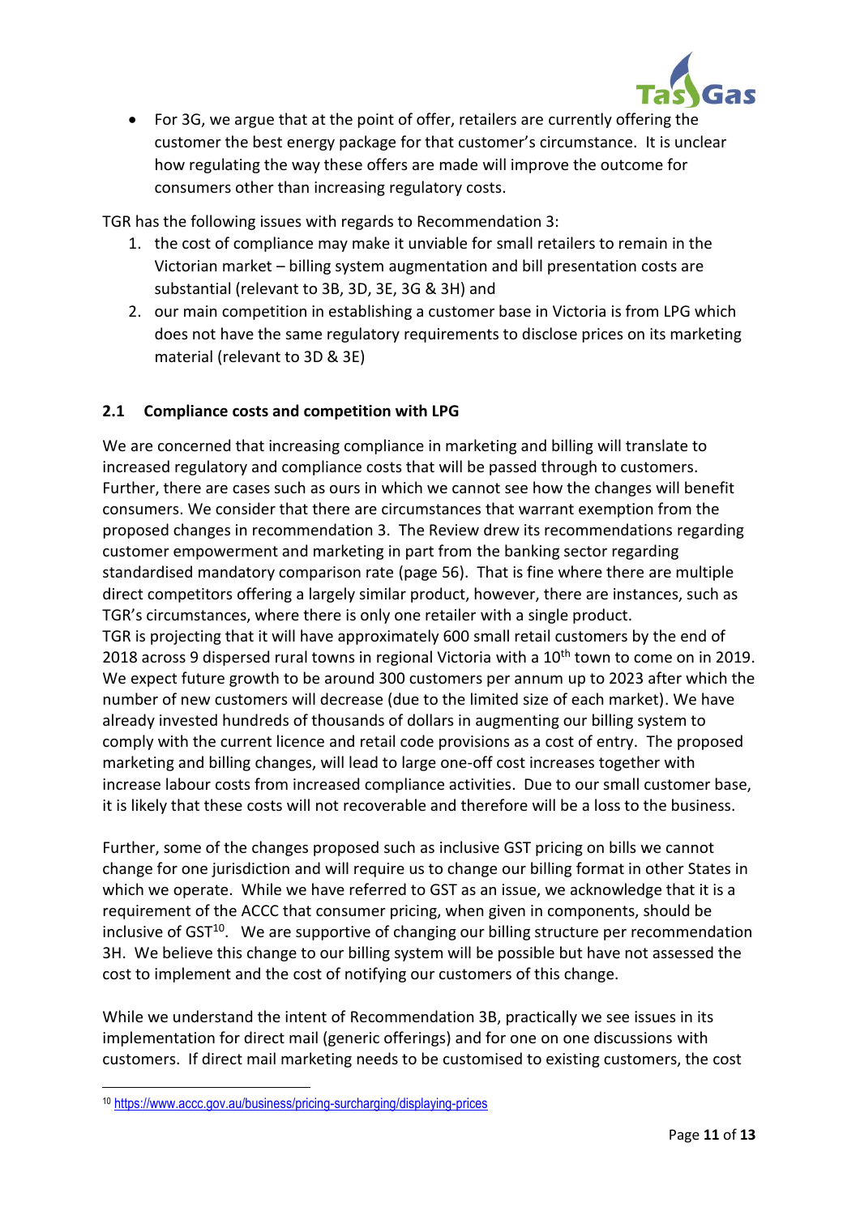- For 3G, we argue that at the point of offer, retailers are currently offering the customer the best energy package for that customer's circumstance. It is unclear how regulating the way these offers are made will improve the outcome for consumers other than increasing regulatory costs.

TGR has the following issues with regards to Recommendation 3:

1. the cost of compliance may make it unviable for small retailers to remain in the Victorian market – billing system augmentation and bill presentation costs are substantial (relevant to 3B, 3D, 3E, 3G & 3H) and
2. our main competition in establishing a customer base in Victoria is from LPG which does not have the same regulatory requirements to disclose prices on its marketing material (relevant to 3D & 3E)

## 2.1 Compliance costs and competition with LPG

We are concerned that increasing compliance in marketing and billing will translate to increased regulatory and compliance costs that will be passed through to customers. Further, there are cases such as ours in which we cannot see how the changes will benefit consumers. We consider that there are circumstances that warrant exemption from the proposed changes in recommendation 3. The Review drew its recommendations regarding customer empowerment and marketing in part from the banking sector regarding standardised mandatory comparison rate (page 56). That is fine where there are multiple direct competitors offering a largely similar product, however, there are instances, such as TGR's circumstances, where there is only one retailer with a single product.

TGR is projecting that it will have approximately 600 small retail customers by the end of 2018 across 9 dispersed rural towns in regional Victoria with a 10th town to come on in 2019. We expect future growth to be around 300 customers per annum up to 2023 after which the number of new customers will decrease (due to the limited size of each market). We have already invested hundreds of thousands of dollars in augmenting our billing system to comply with the current licence and retail code provisions as a cost of entry. The proposed marketing and billing changes, will lead to large one-off cost increases together with increase labour costs from increased compliance activities. Due to our small customer base, it is likely that these costs will not recoverable and therefore will be a loss to the business.

Further, some of the changes proposed such as inclusive GST pricing on bills we cannot change for one jurisdiction and will require us to change our billing format in other States in which we operate. While we have referred to GST as an issue, we acknowledge that it is a requirement of the ACCC that consumer pricing, when given in components, should be inclusive of GST[10]. We are supportive of changing our billing structure per recommendation 3H. We believe this change to our billing system will be possible but have not assessed the cost to implement and the cost of notifying our customers of this change.

While we understand the intent of Recommendation 3B, practically we see issues in its implementation for direct mail (generic offerings) and for one on one discussions with customers. If direct mail marketing needs to be customised to existing customers, the cost

[10] https://www.accc.gov.au/business/pricing-surcharging/displaying-prices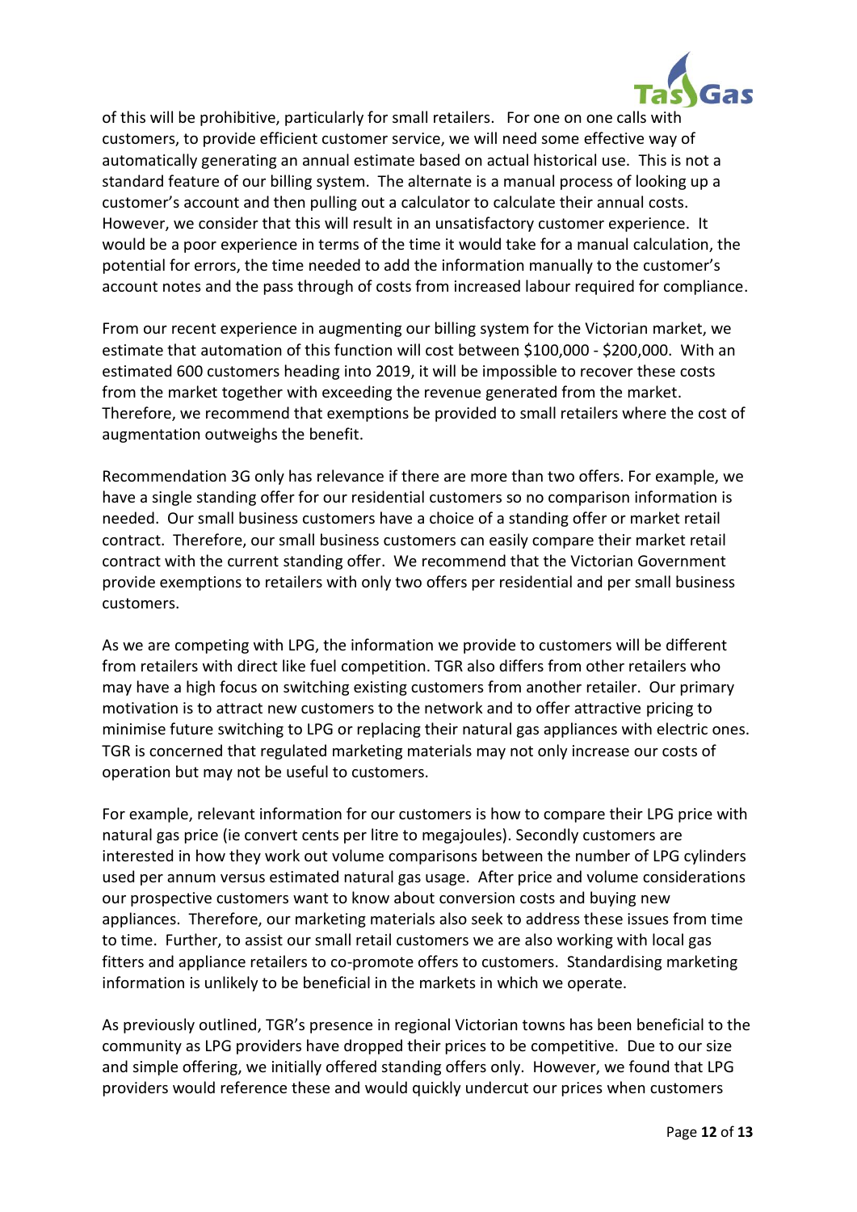of this will be prohibitive, particularly for small retailers. For one on one calls with customers, to provide efficient customer service, we will need some effective way of automatically generating an annual estimate based on actual historical use. This is not a standard feature of our billing system. The alternate is a manual process of looking up a customer's account and then pulling out a calculator to calculate their annual costs. However, we consider that this will result in an unsatisfactory customer experience. It would be a poor experience in terms of the time it would take for a manual calculation, the potential for errors, the time needed to add the information manually to the customer's account notes and the pass through of costs from increased labour required for compliance.

From our recent experience in augmenting our billing system for the Victorian market, we estimate that automation of this function will cost between \$100,000 - \$200,000. With an estimated 600 customers heading into 2019, it will be impossible to recover these costs from the market together with exceeding the revenue generated from the market. Therefore, we recommend that exemptions be provided to small retailers where the cost of augmentation outweighs the benefit.

Recommendation 3G only has relevance if there are more than two offers. For example, we have a single standing offer for our residential customers so no comparison information is needed. Our small business customers have a choice of a standing offer or market retail contract. Therefore, our small business customers can easily compare their market retail contract with the current standing offer. We recommend that the Victorian Government provide exemptions to retailers with only two offers per residential and per small business customers.

As we are competing with LPG, the information we provide to customers will be different from retailers with direct like fuel competition. TGR also differs from other retailers who may have a high focus on switching existing customers from another retailer. Our primary motivation is to attract new customers to the network and to offer attractive pricing to minimise future switching to LPG or replacing their natural gas appliances with electric ones. TGR is concerned that regulated marketing materials may not only increase our costs of operation but may not be useful to customers.

For example, relevant information for our customers is how to compare their LPG price with natural gas price (ie convert cents per litre to megajoules). Secondly customers are interested in how they work out volume comparisons between the number of LPG cylinders used per annum versus estimated natural gas usage. After price and volume considerations our prospective customers want to know about conversion costs and buying new appliances. Therefore, our marketing materials also seek to address these issues from time to time. Further, to assist our small retail customers we are also working with local gas fitters and appliance retailers to co-promote offers to customers. Standardising marketing information is unlikely to be beneficial in the markets in which we operate.

As previously outlined, TGR's presence in regional Victorian towns has been beneficial to the community as LPG providers have dropped their prices to be competitive. Due to our size and simple offering, we initially offered standing offers only. However, we found that LPG providers would reference these and would quickly undercut our prices when customers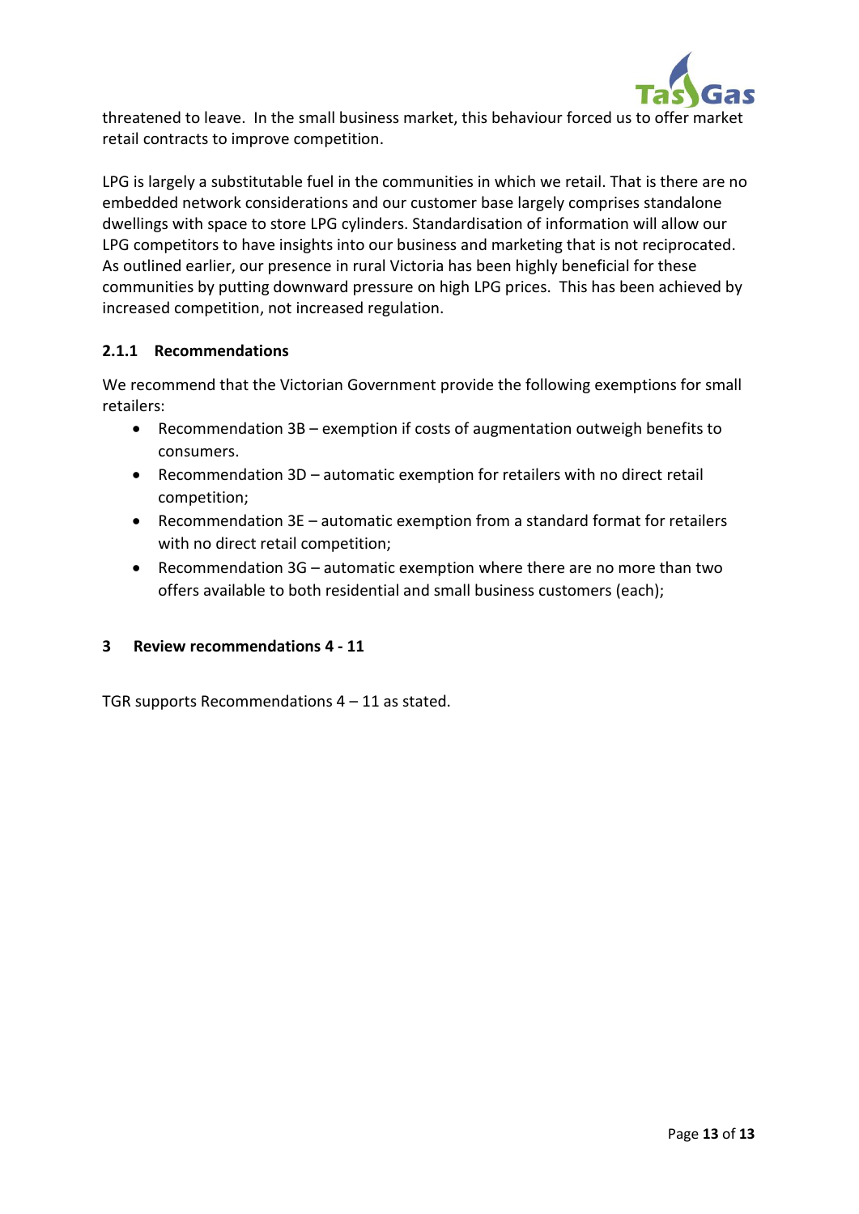threatened to leave. In the small business market, this behaviour forced us to offer market retail contracts to improve competition.

LPG is largely a substitutable fuel in the communities in which we retail. That is there are no embedded network considerations and our customer base largely comprises standalone dwellings with space to store LPG cylinders. Standardisation of information will allow our LPG competitors to have insights into our business and marketing that is not reciprocated. As outlined earlier, our presence in rural Victoria has been highly beneficial for these communities by putting downward pressure on high LPG prices. This has been achieved by increased competition, not increased regulation.

### 2.1.1 Recommendations

We recommend that the Victorian Government provide the following exemptions for small retailers:

- Recommendation 3B – exemption if costs of augmentation outweigh benefits to consumers.
- Recommendation 3D – automatic exemption for retailers with no direct retail competition;
- Recommendation 3E – automatic exemption from a standard format for retailers with no direct retail competition;
- Recommendation 3G – automatic exemption where there are no more than two offers available to both residential and small business customers (each);

## 3 Review recommendations 4 - 11

TGR supports Recommendations 4 – 11 as stated.